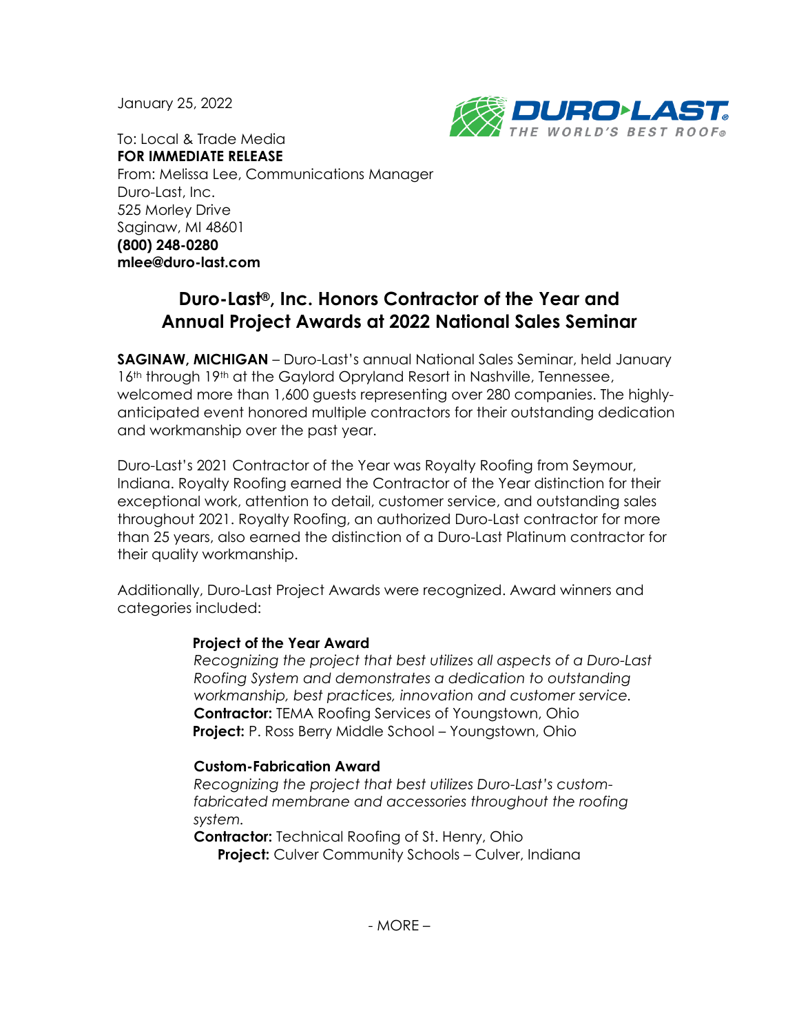January 25, 2022

To: Local & Trade Media
**FOR IMMEDIATE RELEASE**
From: Melissa Lee, Communications Manager
Duro-Last, Inc.
525 Morley Drive
Saginaw, MI 48601
**(800) 248-0280**
**mlee@duro-last.com**

# Duro-Last®, Inc. Honors Contractor of the Year and Annual Project Awards at 2022 National Sales Seminar

**SAGINAW, MICHIGAN** – Duro-Last's annual National Sales Seminar, held January 16th through 19th at the Gaylord Opryland Resort in Nashville, Tennessee, welcomed more than 1,600 guests representing over 280 companies. The highly-anticipated event honored multiple contractors for their outstanding dedication and workmanship over the past year.

Duro-Last's 2021 Contractor of the Year was Royalty Roofing from Seymour, Indiana. Royalty Roofing earned the Contractor of the Year distinction for their exceptional work, attention to detail, customer service, and outstanding sales throughout 2021. Royalty Roofing, an authorized Duro-Last contractor for more than 25 years, also earned the distinction of a Duro-Last Platinum contractor for their quality workmanship.

Additionally, Duro-Last Project Awards were recognized. Award winners and categories included:

**Project of the Year Award**
*Recognizing the project that best utilizes all aspects of a Duro-Last Roofing System and demonstrates a dedication to outstanding workmanship, best practices, innovation and customer service.*
**Contractor:** TEMA Roofing Services of Youngstown, Ohio
**Project:** P. Ross Berry Middle School – Youngstown, Ohio

**Custom-Fabrication Award**
*Recognizing the project that best utilizes Duro-Last's custom-fabricated membrane and accessories throughout the roofing system.*
**Contractor:** Technical Roofing of St. Henry, Ohio
**Project:** Culver Community Schools – Culver, Indiana

- MORE –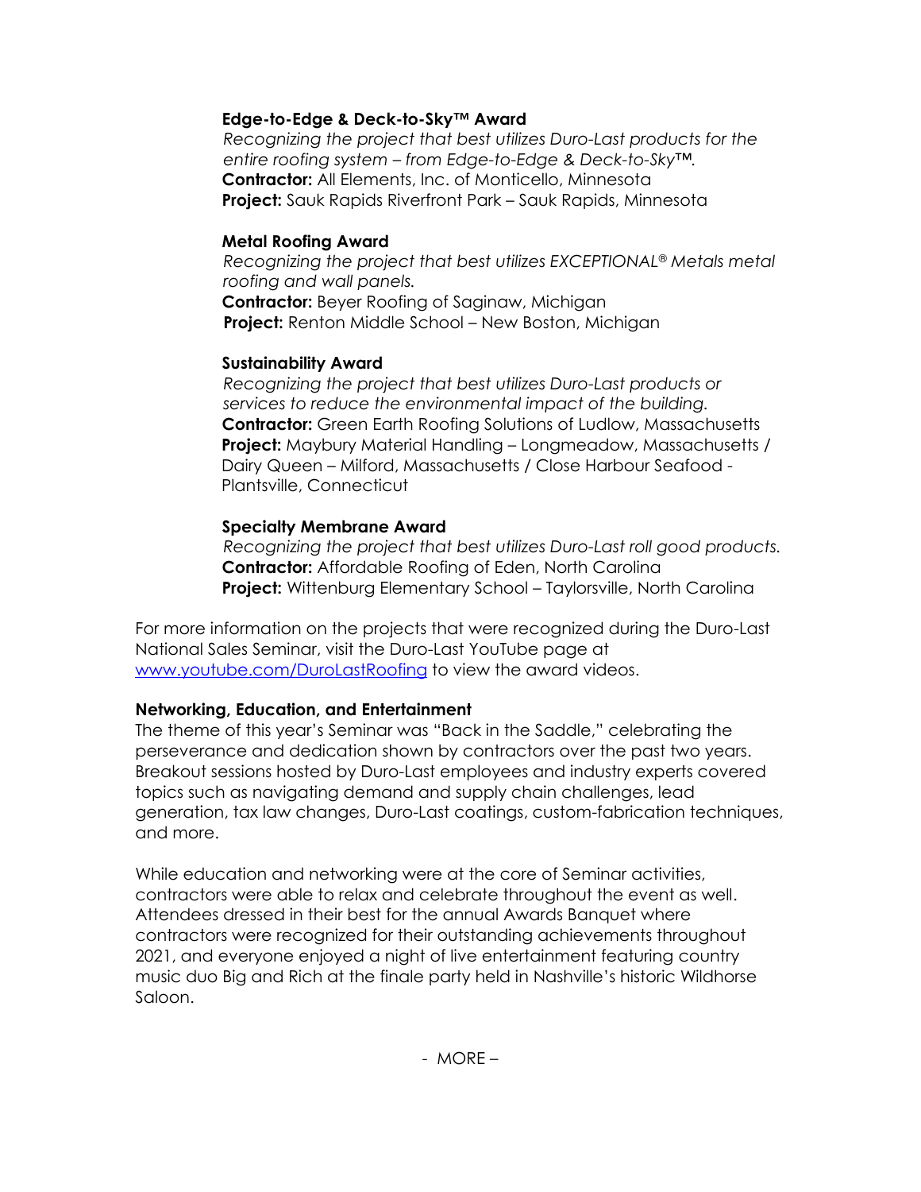**Edge-to-Edge & Deck-to-Sky™ Award**
*Recognizing the project that best utilizes Duro-Last products for the entire roofing system – from Edge-to-Edge & Deck-to-Sky™.*
**Contractor:** All Elements, Inc. of Monticello, Minnesota
**Project:** Sauk Rapids Riverfront Park – Sauk Rapids, Minnesota

**Metal Roofing Award**
*Recognizing the project that best utilizes EXCEPTIONAL® Metals metal roofing and wall panels.*
**Contractor:** Beyer Roofing of Saginaw, Michigan
**Project:** Renton Middle School – New Boston, Michigan

**Sustainability Award**
*Recognizing the project that best utilizes Duro-Last products or services to reduce the environmental impact of the building.*
**Contractor:** Green Earth Roofing Solutions of Ludlow, Massachusetts
**Project:** Maybury Material Handling – Longmeadow, Massachusetts / Dairy Queen – Milford, Massachusetts / Close Harbour Seafood - Plantsville, Connecticut

**Specialty Membrane Award**
*Recognizing the project that best utilizes Duro-Last roll good products.*
**Contractor:** Affordable Roofing of Eden, North Carolina
**Project:** Wittenburg Elementary School – Taylorsville, North Carolina

For more information on the projects that were recognized during the Duro-Last National Sales Seminar, visit the Duro-Last YouTube page at www.youtube.com/DuroLastRoofing to view the award videos.

**Networking, Education, and Entertainment**

The theme of this year's Seminar was "Back in the Saddle," celebrating the perseverance and dedication shown by contractors over the past two years. Breakout sessions hosted by Duro-Last employees and industry experts covered topics such as navigating demand and supply chain challenges, lead generation, tax law changes, Duro-Last coatings, custom-fabrication techniques, and more.

While education and networking were at the core of Seminar activities, contractors were able to relax and celebrate throughout the event as well. Attendees dressed in their best for the annual Awards Banquet where contractors were recognized for their outstanding achievements throughout 2021, and everyone enjoyed a night of live entertainment featuring country music duo Big and Rich at the finale party held in Nashville's historic Wildhorse Saloon.

- MORE –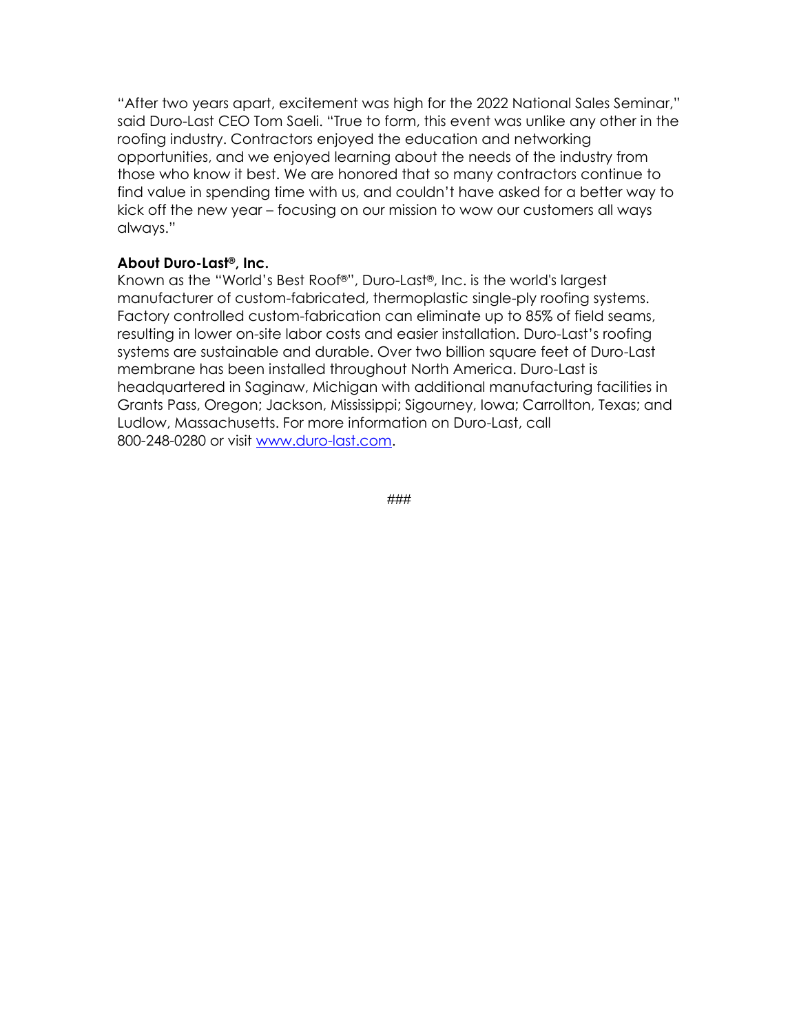"After two years apart, excitement was high for the 2022 National Sales Seminar," said Duro-Last CEO Tom Saeli. "True to form, this event was unlike any other in the roofing industry. Contractors enjoyed the education and networking opportunities, and we enjoyed learning about the needs of the industry from those who know it best. We are honored that so many contractors continue to find value in spending time with us, and couldn't have asked for a better way to kick off the new year – focusing on our mission to wow our customers all ways always."

**About Duro-Last®, Inc.**

Known as the "World's Best Roof®", Duro-Last®, Inc. is the world's largest manufacturer of custom-fabricated, thermoplastic single-ply roofing systems. Factory controlled custom-fabrication can eliminate up to 85% of field seams, resulting in lower on-site labor costs and easier installation. Duro-Last's roofing systems are sustainable and durable. Over two billion square feet of Duro-Last membrane has been installed throughout North America. Duro-Last is headquartered in Saginaw, Michigan with additional manufacturing facilities in Grants Pass, Oregon; Jackson, Mississippi; Sigourney, Iowa; Carrollton, Texas; and Ludlow, Massachusetts. For more information on Duro-Last, call 800-248-0280 or visit [www.duro-last.com](http://www.duro-last.com).

###